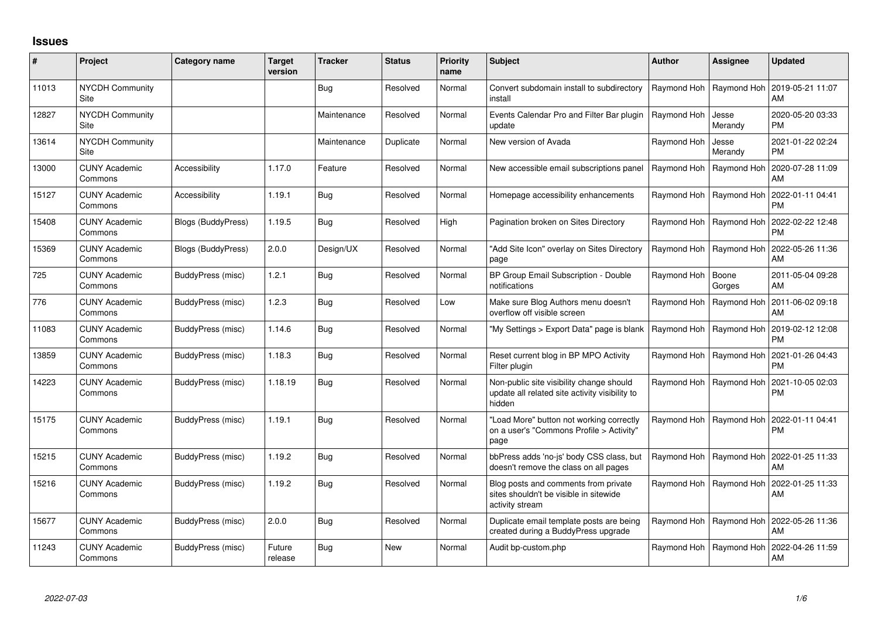# Issues

| # | Project | Category name | Target version | Tracker | Status | Priority name | Subject | Author | Assignee | Updated |
|---|---|---|---|---|---|---|---|---|---|---|
| 11013 | NYCDH Community Site | | | Bug | Resolved | Normal | Convert subdomain install to subdirectory install | Raymond Hoh | Raymond Hoh | 2019-05-21 11:07 AM |
| 12827 | NYCDH Community Site | | | Maintenance | Resolved | Normal | Events Calendar Pro and Filter Bar plugin update | Raymond Hoh | Jesse Merandy | 2020-05-20 03:33 PM |
| 13614 | NYCDH Community Site | | | Maintenance | Duplicate | Normal | New version of Avada | Raymond Hoh | Jesse Merandy | 2021-01-22 02:24 PM |
| 13000 | CUNY Academic Commons | Accessibility | 1.17.0 | Feature | Resolved | Normal | New accessible email subscriptions panel | Raymond Hoh | Raymond Hoh | 2020-07-28 11:09 AM |
| 15127 | CUNY Academic Commons | Accessibility | 1.19.1 | Bug | Resolved | Normal | Homepage accessibility enhancements | Raymond Hoh | Raymond Hoh | 2022-01-11 04:41 PM |
| 15408 | CUNY Academic Commons | Blogs (BuddyPress) | 1.19.5 | Bug | Resolved | High | Pagination broken on Sites Directory | Raymond Hoh | Raymond Hoh | 2022-02-22 12:48 PM |
| 15369 | CUNY Academic Commons | Blogs (BuddyPress) | 2.0.0 | Design/UX | Resolved | Normal | "Add Site Icon" overlay on Sites Directory page | Raymond Hoh | Raymond Hoh | 2022-05-26 11:36 AM |
| 725 | CUNY Academic Commons | BuddyPress (misc) | 1.2.1 | Bug | Resolved | Normal | BP Group Email Subscription - Double notifications | Raymond Hoh | Boone Gorges | 2011-05-04 09:28 AM |
| 776 | CUNY Academic Commons | BuddyPress (misc) | 1.2.3 | Bug | Resolved | Low | Make sure Blog Authors menu doesn't overflow off visible screen | Raymond Hoh | Raymond Hoh | 2011-06-02 09:18 AM |
| 11083 | CUNY Academic Commons | BuddyPress (misc) | 1.14.6 | Bug | Resolved | Normal | "My Settings > Export Data" page is blank | Raymond Hoh | Raymond Hoh | 2019-02-12 12:08 PM |
| 13859 | CUNY Academic Commons | BuddyPress (misc) | 1.18.3 | Bug | Resolved | Normal | Reset current blog in BP MPO Activity Filter plugin | Raymond Hoh | Raymond Hoh | 2021-01-26 04:43 PM |
| 14223 | CUNY Academic Commons | BuddyPress (misc) | 1.18.19 | Bug | Resolved | Normal | Non-public site visibility change should update all related site activity visibility to hidden | Raymond Hoh | Raymond Hoh | 2021-10-05 02:03 PM |
| 15175 | CUNY Academic Commons | BuddyPress (misc) | 1.19.1 | Bug | Resolved | Normal | "Load More" button not working correctly on a user's "Commons Profile > Activity" page | Raymond Hoh | Raymond Hoh | 2022-01-11 04:41 PM |
| 15215 | CUNY Academic Commons | BuddyPress (misc) | 1.19.2 | Bug | Resolved | Normal | bbPress adds 'no-js' body CSS class, but doesn't remove the class on all pages | Raymond Hoh | Raymond Hoh | 2022-01-25 11:33 AM |
| 15216 | CUNY Academic Commons | BuddyPress (misc) | 1.19.2 | Bug | Resolved | Normal | Blog posts and comments from private sites shouldn't be visible in sitewide activity stream | Raymond Hoh | Raymond Hoh | 2022-01-25 11:33 AM |
| 15677 | CUNY Academic Commons | BuddyPress (misc) | 2.0.0 | Bug | Resolved | Normal | Duplicate email template posts are being created during a BuddyPress upgrade | Raymond Hoh | Raymond Hoh | 2022-05-26 11:36 AM |
| 11243 | CUNY Academic Commons | BuddyPress (misc) | Future release | Bug | New | Normal | Audit bp-custom.php | Raymond Hoh | Raymond Hoh | 2022-04-26 11:59 AM |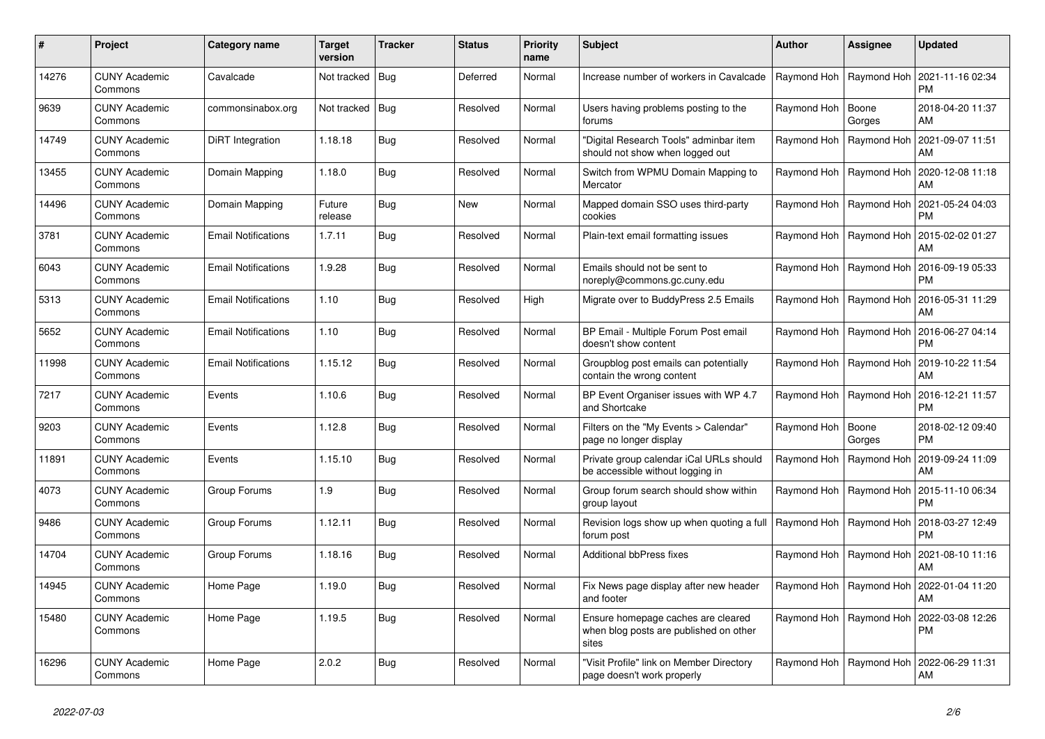| # | Project | Category name | Target version | Tracker | Status | Priority name | Subject | Author | Assignee | Updated |
|---|---|---|---|---|---|---|---|---|---|---|
| 14276 | CUNY Academic Commons | Cavalcade | Not tracked | Bug | Deferred | Normal | Increase number of workers in Cavalcade | Raymond Hoh | Raymond Hoh | 2021-11-16 02:34 PM |
| 9639 | CUNY Academic Commons | commonsinabox.org | Not tracked | Bug | Resolved | Normal | Users having problems posting to the forums | Raymond Hoh | Boone Gorges | 2018-04-20 11:37 AM |
| 14749 | CUNY Academic Commons | DiRT Integration | 1.18.18 | Bug | Resolved | Normal | "Digital Research Tools" adminbar item should not show when logged out | Raymond Hoh | Raymond Hoh | 2021-09-07 11:51 AM |
| 13455 | CUNY Academic Commons | Domain Mapping | 1.18.0 | Bug | Resolved | Normal | Switch from WPMU Domain Mapping to Mercator | Raymond Hoh | Raymond Hoh | 2020-12-08 11:18 AM |
| 14496 | CUNY Academic Commons | Domain Mapping | Future release | Bug | New | Normal | Mapped domain SSO uses third-party cookies | Raymond Hoh | Raymond Hoh | 2021-05-24 04:03 PM |
| 3781 | CUNY Academic Commons | Email Notifications | 1.7.11 | Bug | Resolved | Normal | Plain-text email formatting issues | Raymond Hoh | Raymond Hoh | 2015-02-02 01:27 AM |
| 6043 | CUNY Academic Commons | Email Notifications | 1.9.28 | Bug | Resolved | Normal | Emails should not be sent to noreply@commons.gc.cuny.edu | Raymond Hoh | Raymond Hoh | 2016-09-19 05:33 PM |
| 5313 | CUNY Academic Commons | Email Notifications | 1.10 | Bug | Resolved | High | Migrate over to BuddyPress 2.5 Emails | Raymond Hoh | Raymond Hoh | 2016-05-31 11:29 AM |
| 5652 | CUNY Academic Commons | Email Notifications | 1.10 | Bug | Resolved | Normal | BP Email - Multiple Forum Post email doesn't show content | Raymond Hoh | Raymond Hoh | 2016-06-27 04:14 PM |
| 11998 | CUNY Academic Commons | Email Notifications | 1.15.12 | Bug | Resolved | Normal | Groupblog post emails can potentially contain the wrong content | Raymond Hoh | Raymond Hoh | 2019-10-22 11:54 AM |
| 7217 | CUNY Academic Commons | Events | 1.10.6 | Bug | Resolved | Normal | BP Event Organiser issues with WP 4.7 and Shortcake | Raymond Hoh | Raymond Hoh | 2016-12-21 11:57 PM |
| 9203 | CUNY Academic Commons | Events | 1.12.8 | Bug | Resolved | Normal | Filters on the "My Events > Calendar" page no longer display | Raymond Hoh | Boone Gorges | 2018-02-12 09:40 PM |
| 11891 | CUNY Academic Commons | Events | 1.15.10 | Bug | Resolved | Normal | Private group calendar iCal URLs should be accessible without logging in | Raymond Hoh | Raymond Hoh | 2019-09-24 11:09 AM |
| 4073 | CUNY Academic Commons | Group Forums | 1.9 | Bug | Resolved | Normal | Group forum search should show within group layout | Raymond Hoh | Raymond Hoh | 2015-11-10 06:34 PM |
| 9486 | CUNY Academic Commons | Group Forums | 1.12.11 | Bug | Resolved | Normal | Revision logs show up when quoting a full forum post | Raymond Hoh | Raymond Hoh | 2018-03-27 12:49 PM |
| 14704 | CUNY Academic Commons | Group Forums | 1.18.16 | Bug | Resolved | Normal | Additional bbPress fixes | Raymond Hoh | Raymond Hoh | 2021-08-10 11:16 AM |
| 14945 | CUNY Academic Commons | Home Page | 1.19.0 | Bug | Resolved | Normal | Fix News page display after new header and footer | Raymond Hoh | Raymond Hoh | 2022-01-04 11:20 AM |
| 15480 | CUNY Academic Commons | Home Page | 1.19.5 | Bug | Resolved | Normal | Ensure homepage caches are cleared when blog posts are published on other sites | Raymond Hoh | Raymond Hoh | 2022-03-08 12:26 PM |
| 16296 | CUNY Academic Commons | Home Page | 2.0.2 | Bug | Resolved | Normal | "Visit Profile" link on Member Directory page doesn't work properly | Raymond Hoh | Raymond Hoh | 2022-06-29 11:31 AM |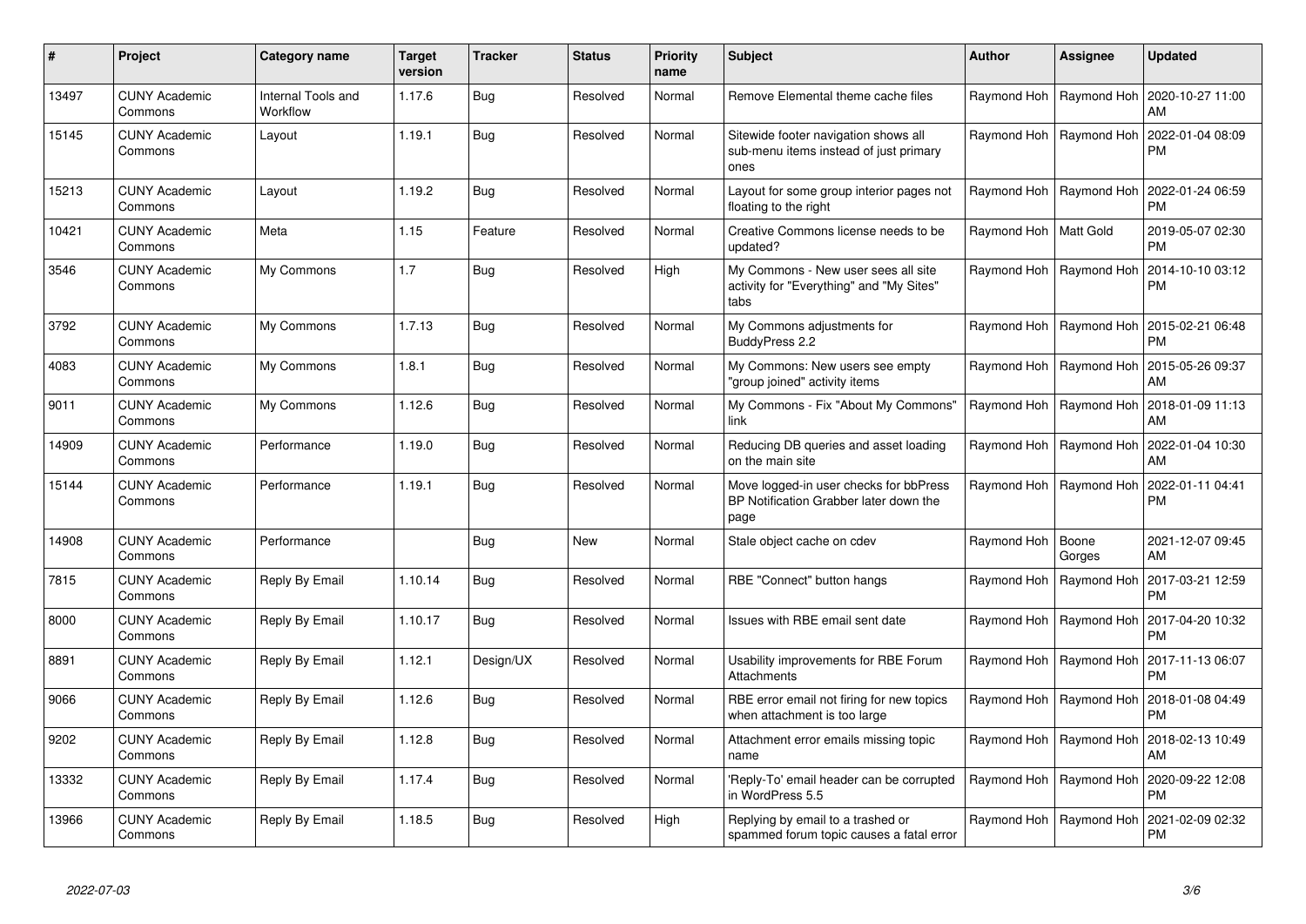| # | Project | Category name | Target version | Tracker | Status | Priority name | Subject | Author | Assignee | Updated |
|---|---|---|---|---|---|---|---|---|---|---|
| 13497 | CUNY Academic Commons | Internal Tools and Workflow | 1.17.6 | Bug | Resolved | Normal | Remove Elemental theme cache files | Raymond Hoh | Raymond Hoh | 2020-10-27 11:00 AM |
| 15145 | CUNY Academic Commons | Layout | 1.19.1 | Bug | Resolved | Normal | Sitewide footer navigation shows all sub-menu items instead of just primary ones | Raymond Hoh | Raymond Hoh | 2022-01-04 08:09 PM |
| 15213 | CUNY Academic Commons | Layout | 1.19.2 | Bug | Resolved | Normal | Layout for some group interior pages not floating to the right | Raymond Hoh | Raymond Hoh | 2022-01-24 06:59 PM |
| 10421 | CUNY Academic Commons | Meta | 1.15 | Feature | Resolved | Normal | Creative Commons license needs to be updated? | Raymond Hoh | Matt Gold | 2019-05-07 02:30 PM |
| 3546 | CUNY Academic Commons | My Commons | 1.7 | Bug | Resolved | High | My Commons - New user sees all site activity for "Everything" and "My Sites" tabs | Raymond Hoh | Raymond Hoh | 2014-10-10 03:12 PM |
| 3792 | CUNY Academic Commons | My Commons | 1.7.13 | Bug | Resolved | Normal | My Commons adjustments for BuddyPress 2.2 | Raymond Hoh | Raymond Hoh | 2015-02-21 06:48 PM |
| 4083 | CUNY Academic Commons | My Commons | 1.8.1 | Bug | Resolved | Normal | My Commons: New users see empty "group joined" activity items | Raymond Hoh | Raymond Hoh | 2015-05-26 09:37 AM |
| 9011 | CUNY Academic Commons | My Commons | 1.12.6 | Bug | Resolved | Normal | My Commons - Fix "About My Commons" link | Raymond Hoh | Raymond Hoh | 2018-01-09 11:13 AM |
| 14909 | CUNY Academic Commons | Performance | 1.19.0 | Bug | Resolved | Normal | Reducing DB queries and asset loading on the main site | Raymond Hoh | Raymond Hoh | 2022-01-04 10:30 AM |
| 15144 | CUNY Academic Commons | Performance | 1.19.1 | Bug | Resolved | Normal | Move logged-in user checks for bbPress BP Notification Grabber later down the page | Raymond Hoh | Raymond Hoh | 2022-01-11 04:41 PM |
| 14908 | CUNY Academic Commons | Performance | | Bug | New | Normal | Stale object cache on cdev | Raymond Hoh | Boone Gorges | 2021-12-07 09:45 AM |
| 7815 | CUNY Academic Commons | Reply By Email | 1.10.14 | Bug | Resolved | Normal | RBE "Connect" button hangs | Raymond Hoh | Raymond Hoh | 2017-03-21 12:59 PM |
| 8000 | CUNY Academic Commons | Reply By Email | 1.10.17 | Bug | Resolved | Normal | Issues with RBE email sent date | Raymond Hoh | Raymond Hoh | 2017-04-20 10:32 PM |
| 8891 | CUNY Academic Commons | Reply By Email | 1.12.1 | Design/UX | Resolved | Normal | Usability improvements for RBE Forum Attachments | Raymond Hoh | Raymond Hoh | 2017-11-13 06:07 PM |
| 9066 | CUNY Academic Commons | Reply By Email | 1.12.6 | Bug | Resolved | Normal | RBE error email not firing for new topics when attachment is too large | Raymond Hoh | Raymond Hoh | 2018-01-08 04:49 PM |
| 9202 | CUNY Academic Commons | Reply By Email | 1.12.8 | Bug | Resolved | Normal | Attachment error emails missing topic name | Raymond Hoh | Raymond Hoh | 2018-02-13 10:49 AM |
| 13332 | CUNY Academic Commons | Reply By Email | 1.17.4 | Bug | Resolved | Normal | 'Reply-To' email header can be corrupted in WordPress 5.5 | Raymond Hoh | Raymond Hoh | 2020-09-22 12:08 PM |
| 13966 | CUNY Academic Commons | Reply By Email | 1.18.5 | Bug | Resolved | High | Replying by email to a trashed or spammed forum topic causes a fatal error | Raymond Hoh | Raymond Hoh | 2021-02-09 02:32 PM |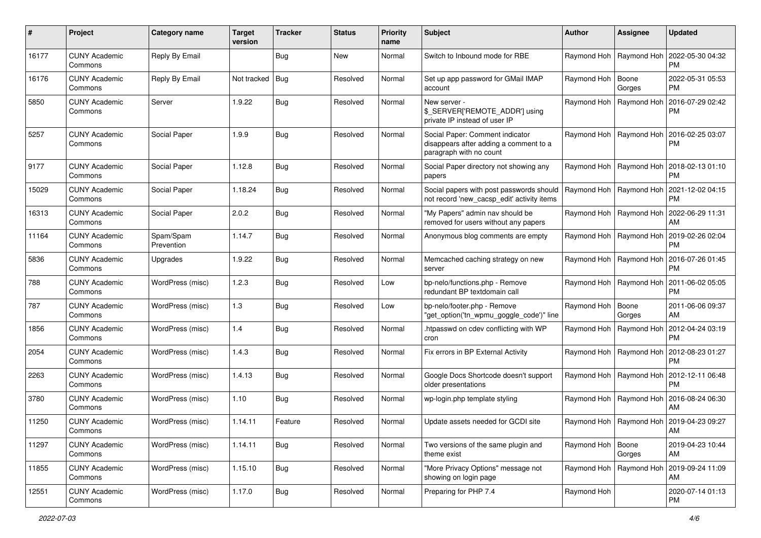| # | Project | Category name | Target version | Tracker | Status | Priority name | Subject | Author | Assignee | Updated |
|---|---|---|---|---|---|---|---|---|---|---|
| 16177 | CUNY Academic Commons | Reply By Email | | Bug | New | Normal | Switch to Inbound mode for RBE | Raymond Hoh | Raymond Hoh | 2022-05-30 04:32 PM |
| 16176 | CUNY Academic Commons | Reply By Email | Not tracked | Bug | Resolved | Normal | Set up app password for GMail IMAP account | Raymond Hoh | Boone Gorges | 2022-05-31 05:53 PM |
| 5850 | CUNY Academic Commons | Server | 1.9.22 | Bug | Resolved | Normal | New server - $_SERVER['REMOTE_ADDR'] using private IP instead of user IP | Raymond Hoh | Raymond Hoh | 2016-07-29 02:42 PM |
| 5257 | CUNY Academic Commons | Social Paper | 1.9.9 | Bug | Resolved | Normal | Social Paper: Comment indicator disappears after adding a comment to a paragraph with no count | Raymond Hoh | Raymond Hoh | 2016-02-25 03:07 PM |
| 9177 | CUNY Academic Commons | Social Paper | 1.12.8 | Bug | Resolved | Normal | Social Paper directory not showing any papers | Raymond Hoh | Raymond Hoh | 2018-02-13 01:10 PM |
| 15029 | CUNY Academic Commons | Social Paper | 1.18.24 | Bug | Resolved | Normal | Social papers with post passwords should not record 'new_cacsp_edit' activity items | Raymond Hoh | Raymond Hoh | 2021-12-02 04:15 PM |
| 16313 | CUNY Academic Commons | Social Paper | 2.0.2 | Bug | Resolved | Normal | "My Papers" admin nav should be removed for users without any papers | Raymond Hoh | Raymond Hoh | 2022-06-29 11:31 AM |
| 11164 | CUNY Academic Commons | Spam/Spam Prevention | 1.14.7 | Bug | Resolved | Normal | Anonymous blog comments are empty | Raymond Hoh | Raymond Hoh | 2019-02-26 02:04 PM |
| 5836 | CUNY Academic Commons | Upgrades | 1.9.22 | Bug | Resolved | Normal | Memcached caching strategy on new server | Raymond Hoh | Raymond Hoh | 2016-07-26 01:45 PM |
| 788 | CUNY Academic Commons | WordPress (misc) | 1.2.3 | Bug | Resolved | Low | bp-nelo/functions.php - Remove redundant BP textdomain call | Raymond Hoh | Raymond Hoh | 2011-06-02 05:05 PM |
| 787 | CUNY Academic Commons | WordPress (misc) | 1.3 | Bug | Resolved | Low | bp-nelo/footer.php - Remove "get_option('tn_wpmu_goggle_code')" line | Raymond Hoh | Boone Gorges | 2011-06-06 09:37 AM |
| 1856 | CUNY Academic Commons | WordPress (misc) | 1.4 | Bug | Resolved | Normal | .htpasswd on cdev conflicting with WP cron | Raymond Hoh | Raymond Hoh | 2012-04-24 03:19 PM |
| 2054 | CUNY Academic Commons | WordPress (misc) | 1.4.3 | Bug | Resolved | Normal | Fix errors in BP External Activity | Raymond Hoh | Raymond Hoh | 2012-08-23 01:27 PM |
| 2263 | CUNY Academic Commons | WordPress (misc) | 1.4.13 | Bug | Resolved | Normal | Google Docs Shortcode doesn't support older presentations | Raymond Hoh | Raymond Hoh | 2012-12-11 06:48 PM |
| 3780 | CUNY Academic Commons | WordPress (misc) | 1.10 | Bug | Resolved | Normal | wp-login.php template styling | Raymond Hoh | Raymond Hoh | 2016-08-24 06:30 AM |
| 11250 | CUNY Academic Commons | WordPress (misc) | 1.14.11 | Feature | Resolved | Normal | Update assets needed for GCDI site | Raymond Hoh | Raymond Hoh | 2019-04-23 09:27 AM |
| 11297 | CUNY Academic Commons | WordPress (misc) | 1.14.11 | Bug | Resolved | Normal | Two versions of the same plugin and theme exist | Raymond Hoh | Boone Gorges | 2019-04-23 10:44 AM |
| 11855 | CUNY Academic Commons | WordPress (misc) | 1.15.10 | Bug | Resolved | Normal | "More Privacy Options" message not showing on login page | Raymond Hoh | Raymond Hoh | 2019-09-24 11:09 AM |
| 12551 | CUNY Academic Commons | WordPress (misc) | 1.17.0 | Bug | Resolved | Normal | Preparing for PHP 7.4 | Raymond Hoh | | 2020-07-14 01:13 PM |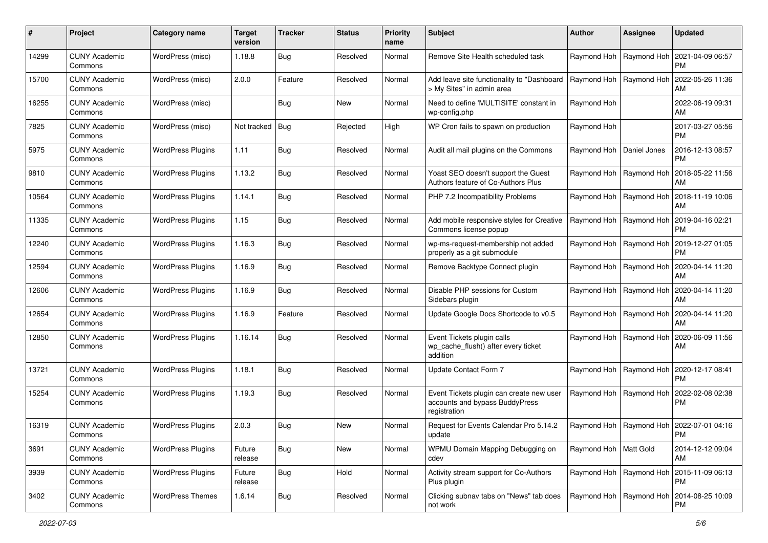| # | Project | Category name | Target version | Tracker | Status | Priority name | Subject | Author | Assignee | Updated |
|---|---|---|---|---|---|---|---|---|---|---|
| 14299 | CUNY Academic Commons | WordPress (misc) | 1.18.8 | Bug | Resolved | Normal | Remove Site Health scheduled task | Raymond Hoh | Raymond Hoh | 2021-04-09 06:57 PM |
| 15700 | CUNY Academic Commons | WordPress (misc) | 2.0.0 | Feature | Resolved | Normal | Add leave site functionality to "Dashboard > My Sites" in admin area | Raymond Hoh | Raymond Hoh | 2022-05-26 11:36 AM |
| 16255 | CUNY Academic Commons | WordPress (misc) | | Bug | New | Normal | Need to define 'MULTISITE' constant in wp-config.php | Raymond Hoh | | 2022-06-19 09:31 AM |
| 7825 | CUNY Academic Commons | WordPress (misc) | Not tracked | Bug | Rejected | High | WP Cron fails to spawn on production | Raymond Hoh | | 2017-03-27 05:56 PM |
| 5975 | CUNY Academic Commons | WordPress Plugins | 1.11 | Bug | Resolved | Normal | Audit all mail plugins on the Commons | Raymond Hoh | Daniel Jones | 2016-12-13 08:57 PM |
| 9810 | CUNY Academic Commons | WordPress Plugins | 1.13.2 | Bug | Resolved | Normal | Yoast SEO doesn't support the Guest Authors feature of Co-Authors Plus | Raymond Hoh | Raymond Hoh | 2018-05-22 11:56 AM |
| 10564 | CUNY Academic Commons | WordPress Plugins | 1.14.1 | Bug | Resolved | Normal | PHP 7.2 Incompatibility Problems | Raymond Hoh | Raymond Hoh | 2018-11-19 10:06 AM |
| 11335 | CUNY Academic Commons | WordPress Plugins | 1.15 | Bug | Resolved | Normal | Add mobile responsive styles for Creative Commons license popup | Raymond Hoh | Raymond Hoh | 2019-04-16 02:21 PM |
| 12240 | CUNY Academic Commons | WordPress Plugins | 1.16.3 | Bug | Resolved | Normal | wp-ms-request-membership not added properly as a git submodule | Raymond Hoh | Raymond Hoh | 2019-12-27 01:05 PM |
| 12594 | CUNY Academic Commons | WordPress Plugins | 1.16.9 | Bug | Resolved | Normal | Remove Backtype Connect plugin | Raymond Hoh | Raymond Hoh | 2020-04-14 11:20 AM |
| 12606 | CUNY Academic Commons | WordPress Plugins | 1.16.9 | Bug | Resolved | Normal | Disable PHP sessions for Custom Sidebars plugin | Raymond Hoh | Raymond Hoh | 2020-04-14 11:20 AM |
| 12654 | CUNY Academic Commons | WordPress Plugins | 1.16.9 | Feature | Resolved | Normal | Update Google Docs Shortcode to v0.5 | Raymond Hoh | Raymond Hoh | 2020-04-14 11:20 AM |
| 12850 | CUNY Academic Commons | WordPress Plugins | 1.16.14 | Bug | Resolved | Normal | Event Tickets plugin calls wp_cache_flush() after every ticket addition | Raymond Hoh | Raymond Hoh | 2020-06-09 11:56 AM |
| 13721 | CUNY Academic Commons | WordPress Plugins | 1.18.1 | Bug | Resolved | Normal | Update Contact Form 7 | Raymond Hoh | Raymond Hoh | 2020-12-17 08:41 PM |
| 15254 | CUNY Academic Commons | WordPress Plugins | 1.19.3 | Bug | Resolved | Normal | Event Tickets plugin can create new user accounts and bypass BuddyPress registration | Raymond Hoh | Raymond Hoh | 2022-02-08 02:38 PM |
| 16319 | CUNY Academic Commons | WordPress Plugins | 2.0.3 | Bug | New | Normal | Request for Events Calendar Pro 5.14.2 update | Raymond Hoh | Raymond Hoh | 2022-07-01 04:16 PM |
| 3691 | CUNY Academic Commons | WordPress Plugins | Future release | Bug | New | Normal | WPMU Domain Mapping Debugging on cdev | Raymond Hoh | Matt Gold | 2014-12-12 09:04 AM |
| 3939 | CUNY Academic Commons | WordPress Plugins | Future release | Bug | Hold | Normal | Activity stream support for Co-Authors Plus plugin | Raymond Hoh | Raymond Hoh | 2015-11-09 06:13 PM |
| 3402 | CUNY Academic Commons | WordPress Themes | 1.6.14 | Bug | Resolved | Normal | Clicking subnav tabs on "News" tab does not work | Raymond Hoh | Raymond Hoh | 2014-08-25 10:09 PM |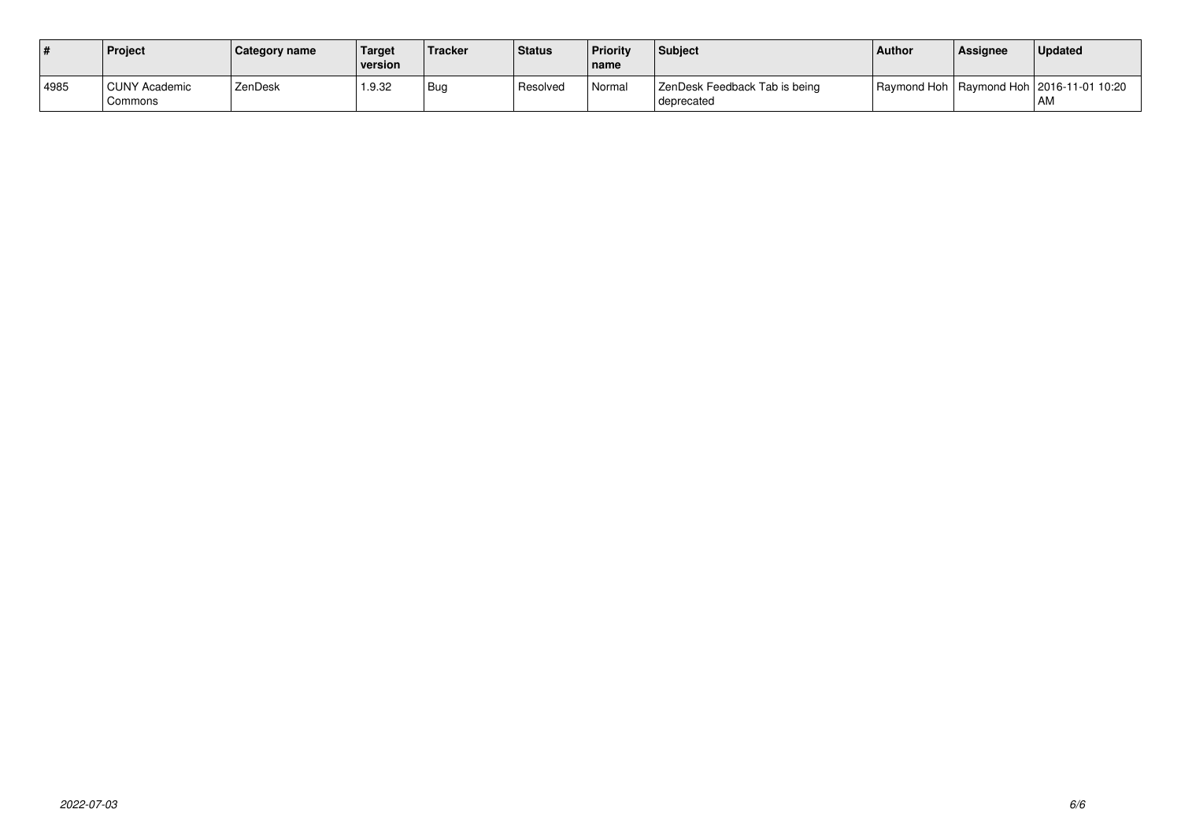| # | Project | Category name | Target version | Tracker | Status | Priority name | Subject | Author | Assignee | Updated |
|---|---|---|---|---|---|---|---|---|---|---|
| 4985 | CUNY Academic Commons | ZenDesk | 1.9.32 | Bug | Resolved | Normal | ZenDesk Feedback Tab is being deprecated | Raymond Hoh | Raymond Hoh | 2016-11-01 10:20 AM |